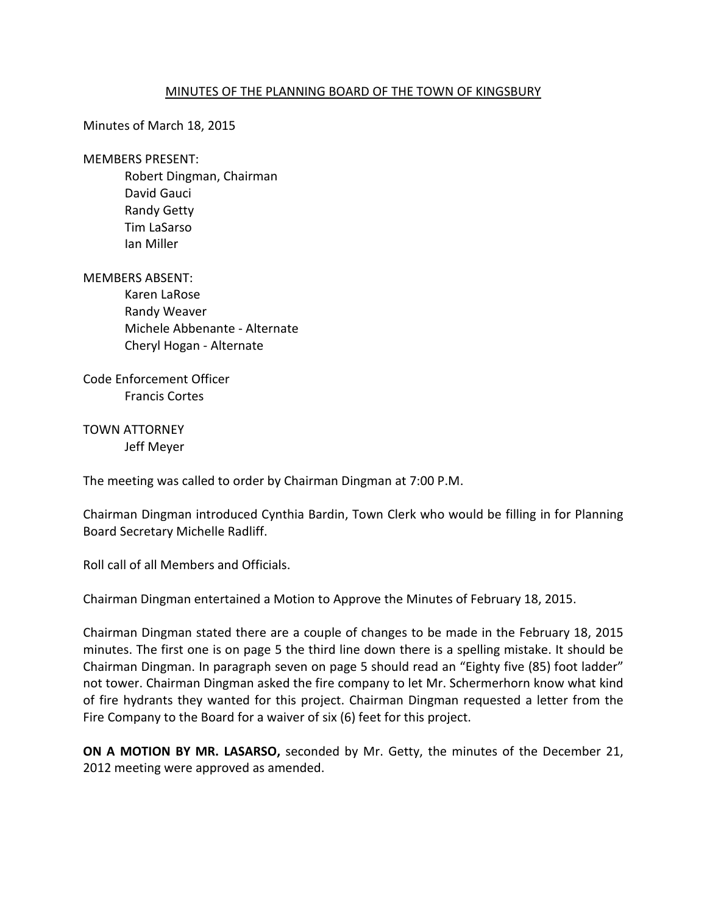MINUTES OF THE PLANNING BOARD OF THE TOWN OF KINGSBURY

Minutes of March 18, 2015

MEMBERS PRESENT:

Robert Dingman, Chairman
David Gauci
Randy Getty
Tim LaSarso
Ian Miller

MEMBERS ABSENT:

Karen LaRose
Randy Weaver
Michele Abbenante - Alternate
Cheryl Hogan - Alternate

Code Enforcement Officer

Francis Cortes

TOWN ATTORNEY

Jeff Meyer

The meeting was called to order by Chairman Dingman at 7:00 P.M.

Chairman Dingman introduced Cynthia Bardin, Town Clerk who would be filling in for Planning Board Secretary Michelle Radliff.

Roll call of all Members and Officials.

Chairman Dingman entertained a Motion to Approve the Minutes of February 18, 2015.

Chairman Dingman stated there are a couple of changes to be made in the February 18, 2015 minutes. The first one is on page 5 the third line down there is a spelling mistake. It should be Chairman Dingman. In paragraph seven on page 5 should read an "Eighty five (85) foot ladder" not tower. Chairman Dingman asked the fire company to let Mr. Schermerhorn know what kind of fire hydrants they wanted for this project. Chairman Dingman requested a letter from the Fire Company to the Board for a waiver of six (6) feet for this project.

**ON A MOTION BY MR. LASARSO,** seconded by Mr. Getty, the minutes of the December 21, 2012 meeting were approved as amended.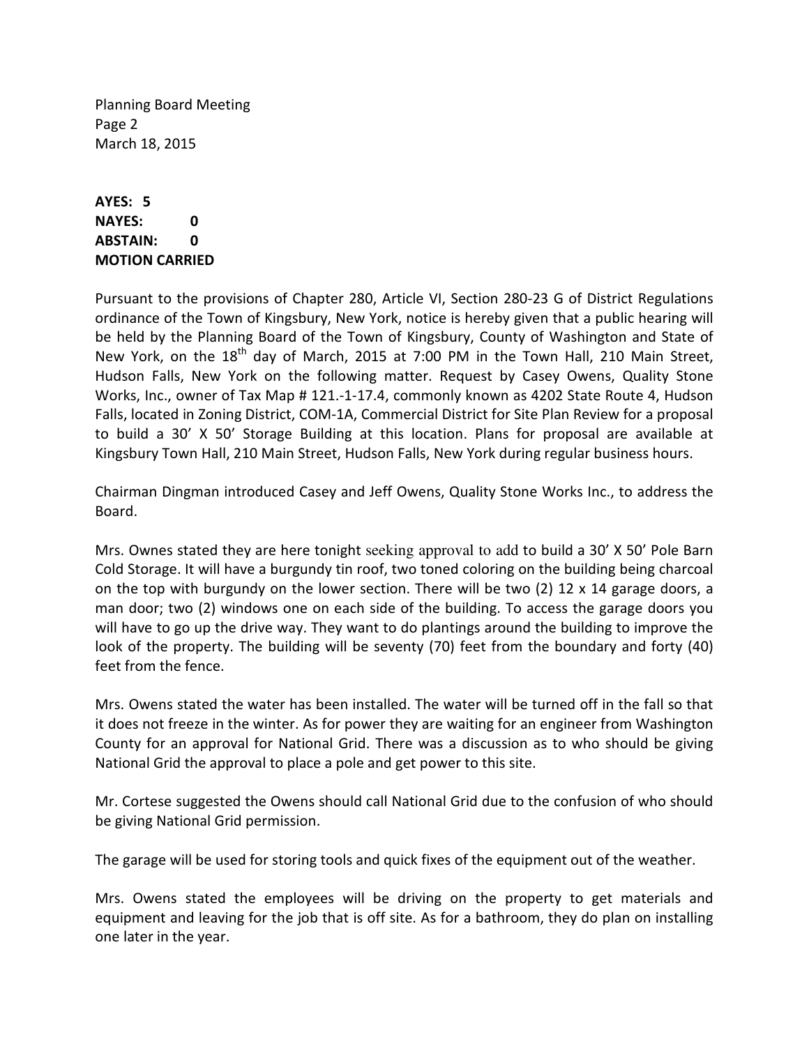**AYES: 5**
**NAYES: 0**
**ABSTAIN: 0**
**MOTION CARRIED**

Pursuant to the provisions of Chapter 280, Article VI, Section 280-23 G of District Regulations ordinance of the Town of Kingsbury, New York, notice is hereby given that a public hearing will be held by the Planning Board of the Town of Kingsbury, County of Washington and State of New York, on the 18th day of March, 2015 at 7:00 PM in the Town Hall, 210 Main Street, Hudson Falls, New York on the following matter. Request by Casey Owens, Quality Stone Works, Inc., owner of Tax Map # 121.-1-17.4, commonly known as 4202 State Route 4, Hudson Falls, located in Zoning District, COM-1A, Commercial District for Site Plan Review for a proposal to build a 30' X 50' Storage Building at this location. Plans for proposal are available at Kingsbury Town Hall, 210 Main Street, Hudson Falls, New York during regular business hours.

Chairman Dingman introduced Casey and Jeff Owens, Quality Stone Works Inc., to address the Board.

Mrs. Ownes stated they are here tonight seeking approval to add to build a 30' X 50' Pole Barn Cold Storage. It will have a burgundy tin roof, two toned coloring on the building being charcoal on the top with burgundy on the lower section. There will be two (2) 12 x 14 garage doors, a man door; two (2) windows one on each side of the building. To access the garage doors you will have to go up the drive way. They want to do plantings around the building to improve the look of the property. The building will be seventy (70) feet from the boundary and forty (40) feet from the fence.

Mrs. Owens stated the water has been installed. The water will be turned off in the fall so that it does not freeze in the winter. As for power they are waiting for an engineer from Washington County for an approval for National Grid. There was a discussion as to who should be giving National Grid the approval to place a pole and get power to this site.

Mr. Cortese suggested the Owens should call National Grid due to the confusion of who should be giving National Grid permission.

The garage will be used for storing tools and quick fixes of the equipment out of the weather.

Mrs. Owens stated the employees will be driving on the property to get materials and equipment and leaving for the job that is off site. As for a bathroom, they do plan on installing one later in the year.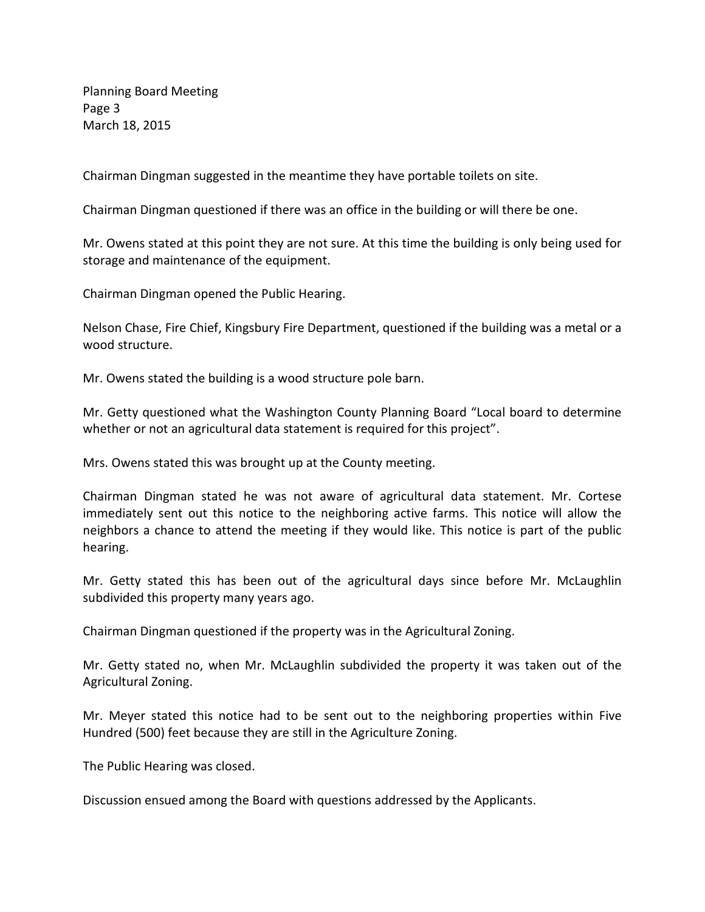Chairman Dingman suggested in the meantime they have portable toilets on site.

Chairman Dingman questioned if there was an office in the building or will there be one.

Mr. Owens stated at this point they are not sure. At this time the building is only being used for storage and maintenance of the equipment.

Chairman Dingman opened the Public Hearing.

Nelson Chase, Fire Chief, Kingsbury Fire Department, questioned if the building was a metal or a wood structure.

Mr. Owens stated the building is a wood structure pole barn.

Mr. Getty questioned what the Washington County Planning Board "Local board to determine whether or not an agricultural data statement is required for this project".

Mrs. Owens stated this was brought up at the County meeting.

Chairman Dingman stated he was not aware of agricultural data statement. Mr. Cortese immediately sent out this notice to the neighboring active farms. This notice will allow the neighbors a chance to attend the meeting if they would like. This notice is part of the public hearing.

Mr. Getty stated this has been out of the agricultural days since before Mr. McLaughlin subdivided this property many years ago.

Chairman Dingman questioned if the property was in the Agricultural Zoning.

Mr. Getty stated no, when Mr. McLaughlin subdivided the property it was taken out of the Agricultural Zoning.

Mr. Meyer stated this notice had to be sent out to the neighboring properties within Five Hundred (500) feet because they are still in the Agriculture Zoning.

The Public Hearing was closed.

Discussion ensued among the Board with questions addressed by the Applicants.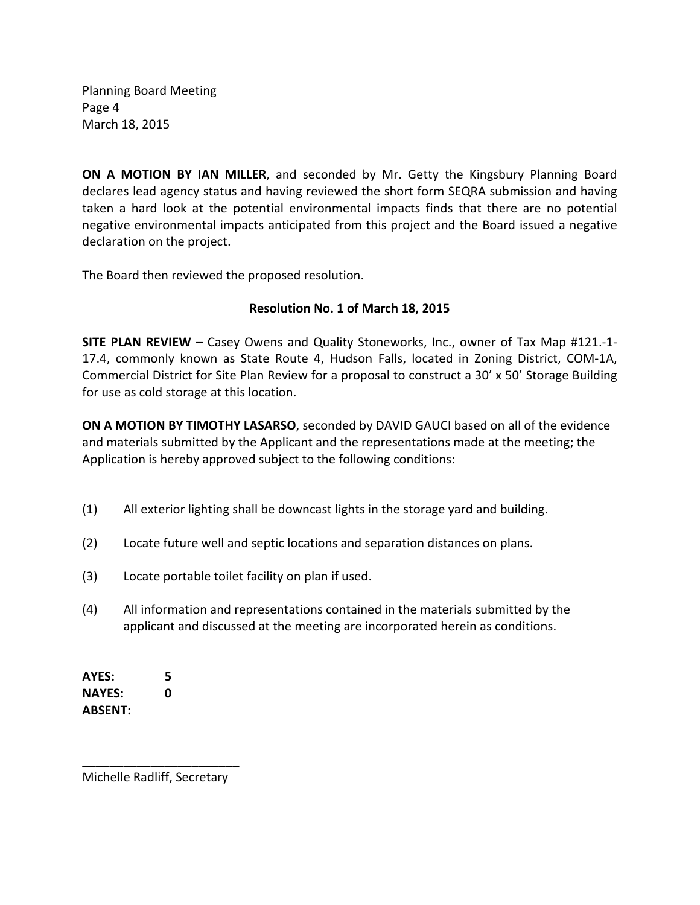**ON A MOTION BY IAN MILLER**, and seconded by Mr. Getty the Kingsbury Planning Board declares lead agency status and having reviewed the short form SEQRA submission and having taken a hard look at the potential environmental impacts finds that there are no potential negative environmental impacts anticipated from this project and the Board issued a negative declaration on the project.

The Board then reviewed the proposed resolution.

**Resolution No. 1 of March 18, 2015**

**SITE PLAN REVIEW** – Casey Owens and Quality Stoneworks, Inc., owner of Tax Map #121.-1-17.4, commonly known as State Route 4, Hudson Falls, located in Zoning District, COM-1A, Commercial District for Site Plan Review for a proposal to construct a 30' x 50' Storage Building for use as cold storage at this location.

**ON A MOTION BY TIMOTHY LASARSO**, seconded by DAVID GAUCI based on all of the evidence and materials submitted by the Applicant and the representations made at the meeting; the Application is hereby approved subject to the following conditions:

(1) All exterior lighting shall be downcast lights in the storage yard and building.

(2) Locate future well and septic locations and separation distances on plans.

(3) Locate portable toilet facility on plan if used.

(4) All information and representations contained in the materials submitted by the applicant and discussed at the meeting are incorporated herein as conditions.

**AYES:** 5
**NAYES:** 0
**ABSENT:**

_______________________
Michelle Radliff, Secretary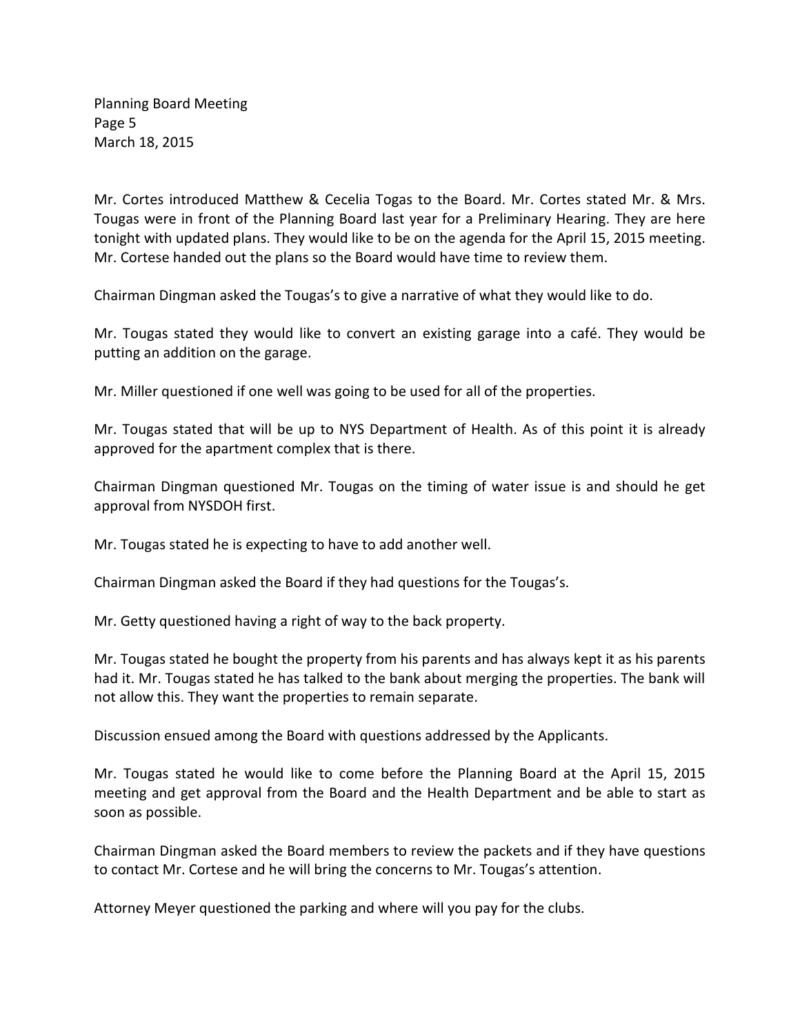Mr. Cortes introduced Matthew & Cecelia Togas to the Board. Mr. Cortes stated Mr. & Mrs. Tougas were in front of the Planning Board last year for a Preliminary Hearing. They are here tonight with updated plans. They would like to be on the agenda for the April 15, 2015 meeting. Mr. Cortese handed out the plans so the Board would have time to review them.

Chairman Dingman asked the Tougas's to give a narrative of what they would like to do.

Mr. Tougas stated they would like to convert an existing garage into a café. They would be putting an addition on the garage.

Mr. Miller questioned if one well was going to be used for all of the properties.

Mr. Tougas stated that will be up to NYS Department of Health. As of this point it is already approved for the apartment complex that is there.

Chairman Dingman questioned Mr. Tougas on the timing of water issue is and should he get approval from NYSDOH first.

Mr. Tougas stated he is expecting to have to add another well.

Chairman Dingman asked the Board if they had questions for the Tougas's.

Mr. Getty questioned having a right of way to the back property.

Mr. Tougas stated he bought the property from his parents and has always kept it as his parents had it. Mr. Tougas stated he has talked to the bank about merging the properties. The bank will not allow this. They want the properties to remain separate.

Discussion ensued among the Board with questions addressed by the Applicants.

Mr. Tougas stated he would like to come before the Planning Board at the April 15, 2015 meeting and get approval from the Board and the Health Department and be able to start as soon as possible.

Chairman Dingman asked the Board members to review the packets and if they have questions to contact Mr. Cortese and he will bring the concerns to Mr. Tougas's attention.

Attorney Meyer questioned the parking and where will you pay for the clubs.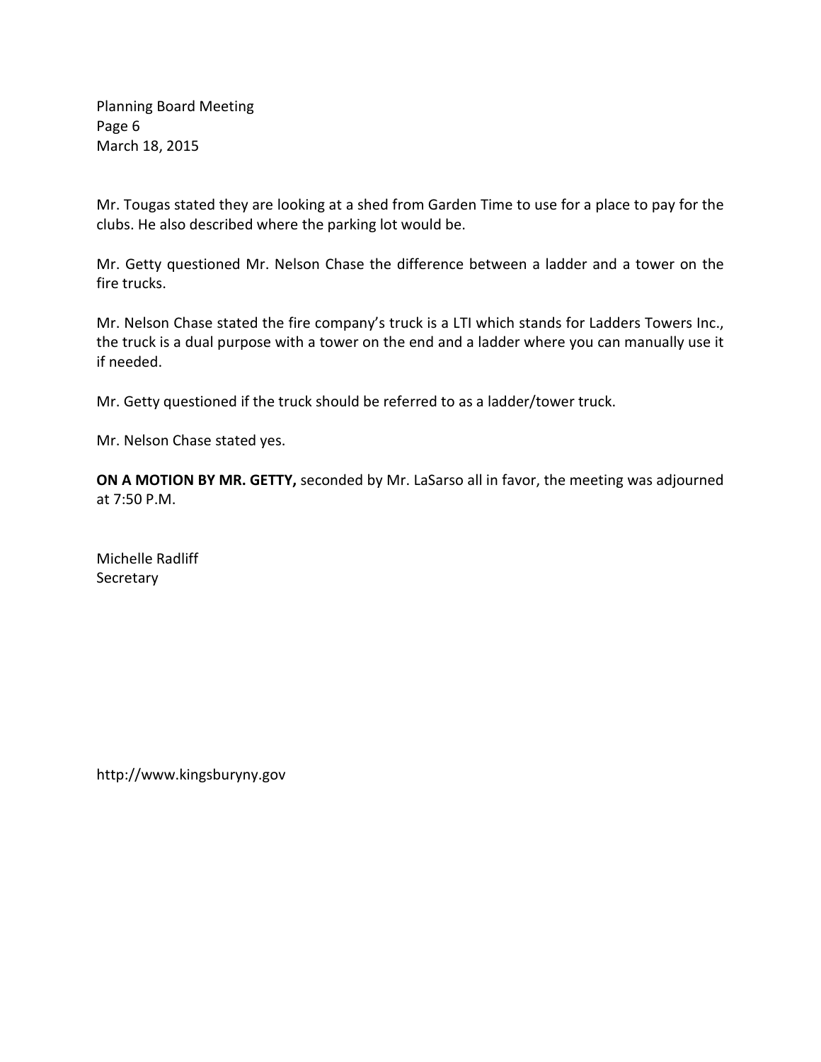Mr. Tougas stated they are looking at a shed from Garden Time to use for a place to pay for the clubs. He also described where the parking lot would be.

Mr. Getty questioned Mr. Nelson Chase the difference between a ladder and a tower on the fire trucks.

Mr. Nelson Chase stated the fire company's truck is a LTI which stands for Ladders Towers Inc., the truck is a dual purpose with a tower on the end and a ladder where you can manually use it if needed.

Mr. Getty questioned if the truck should be referred to as a ladder/tower truck.

Mr. Nelson Chase stated yes.

**ON A MOTION BY MR. GETTY,** seconded by Mr. LaSarso all in favor, the meeting was adjourned at 7:50 P.M.

Michelle Radliff
Secretary

http://www.kingsburyny.gov